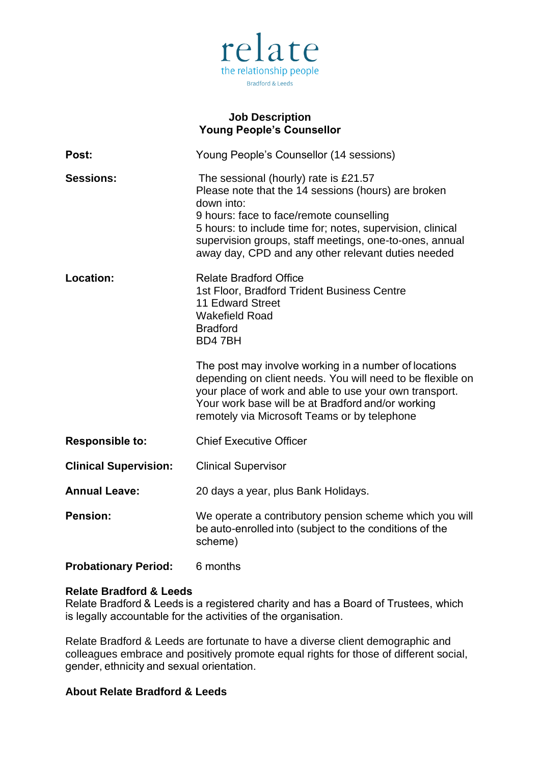relate
the relationship people
Bradford & Leeds

# Job Description
# Young People's Counsellor

**Post:** Young People's Counsellor (14 sessions)

**Sessions:** The sessional (hourly) rate is £21.57
Please note that the 14 sessions (hours) are broken down into:
9 hours: face to face/remote counselling
5 hours: to include time for; notes, supervision, clinical supervision groups, staff meetings, one-to-ones, annual away day, CPD and any other relevant duties needed

**Location:** Relate Bradford Office
1st Floor, Bradford Trident Business Centre
11 Edward Street
Wakefield Road
Bradford
BD4 7BH

The post may involve working in a number of locations depending on client needs. You will need to be flexible on your place of work and able to use your own transport. Your work base will be at Bradford and/or working remotely via Microsoft Teams or by telephone

**Responsible to:** Chief Executive Officer

**Clinical Supervision:** Clinical Supervisor

**Annual Leave:** 20 days a year, plus Bank Holidays.

**Pension:** We operate a contributory pension scheme which you will be auto-enrolled into (subject to the conditions of the scheme)

**Probationary Period:** 6 months

**Relate Bradford & Leeds**
Relate Bradford & Leeds is a registered charity and has a Board of Trustees, which is legally accountable for the activities of the organisation.

Relate Bradford & Leeds are fortunate to have a diverse client demographic and colleagues embrace and positively promote equal rights for those of different social, gender, ethnicity and sexual orientation.

**About Relate Bradford & Leeds**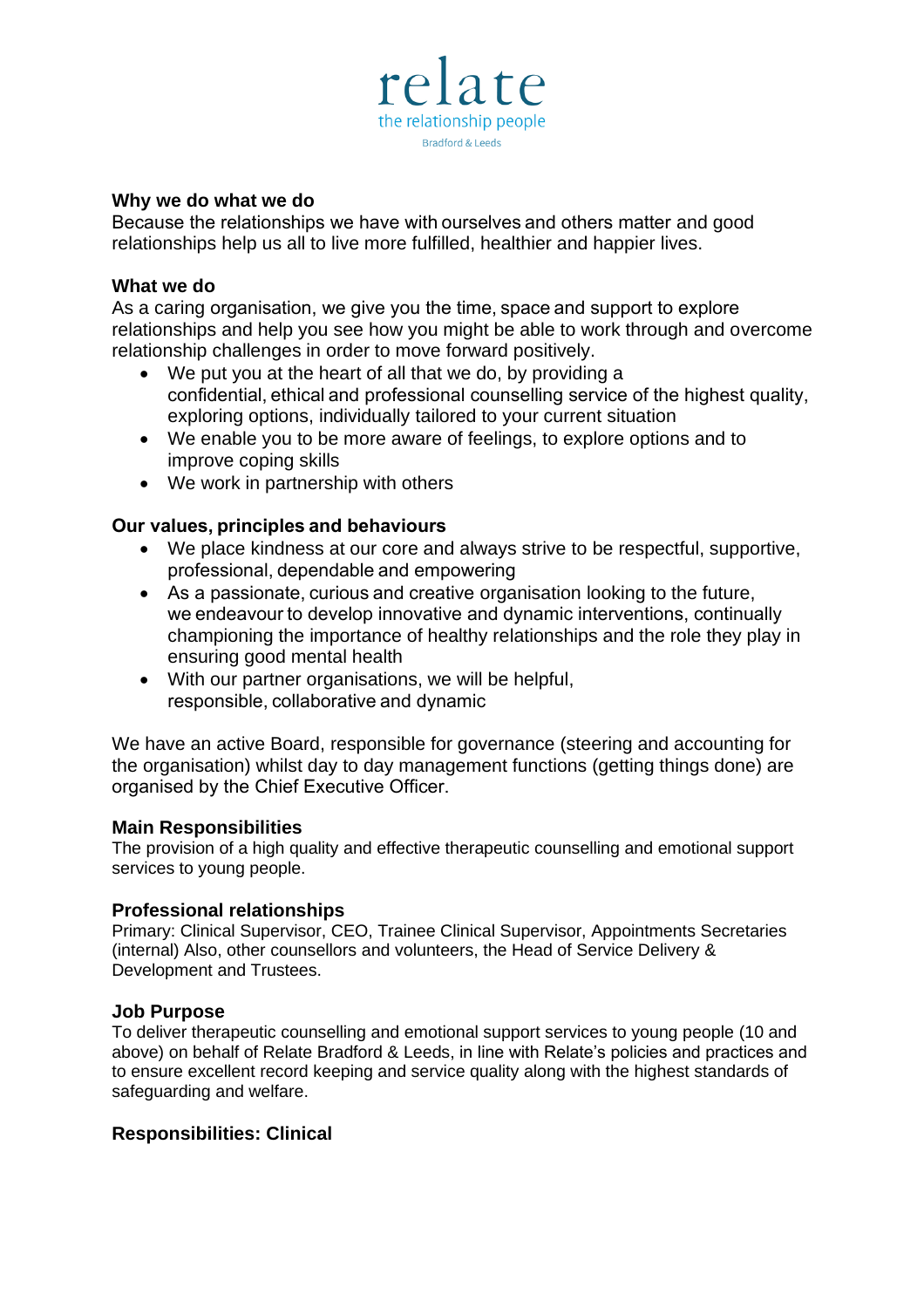relate
the relationship people
Bradford & Leeds

**Why we do what we do**
Because the relationships we have with ourselves and others matter and good relationships help us all to live more fulfilled, healthier and happier lives.

**What we do**
As a caring organisation, we give you the time, space and support to explore relationships and help you see how you might be able to work through and overcome relationship challenges in order to move forward positively.

- We put you at the heart of all that we do, by providing a confidential, ethical and professional counselling service of the highest quality, exploring options, individually tailored to your current situation
- We enable you to be more aware of feelings, to explore options and to improve coping skills
- We work in partnership with others

**Our values, principles and behaviours**

- We place kindness at our core and always strive to be respectful, supportive, professional, dependable and empowering
- As a passionate, curious and creative organisation looking to the future, we endeavour to develop innovative and dynamic interventions, continually championing the importance of healthy relationships and the role they play in ensuring good mental health
- With our partner organisations, we will be helpful, responsible, collaborative and dynamic

We have an active Board, responsible for governance (steering and accounting for the organisation) whilst day to day management functions (getting things done) are organised by the Chief Executive Officer.

**Main Responsibilities**
The provision of a high quality and effective therapeutic counselling and emotional support services to young people.

**Professional relationships**
Primary: Clinical Supervisor, CEO, Trainee Clinical Supervisor, Appointments Secretaries (internal) Also, other counsellors and volunteers, the Head of Service Delivery & Development and Trustees.

**Job Purpose**
To deliver therapeutic counselling and emotional support services to young people (10 and above) on behalf of Relate Bradford & Leeds, in line with Relate's policies and practices and to ensure excellent record keeping and service quality along with the highest standards of safeguarding and welfare.

**Responsibilities: Clinical**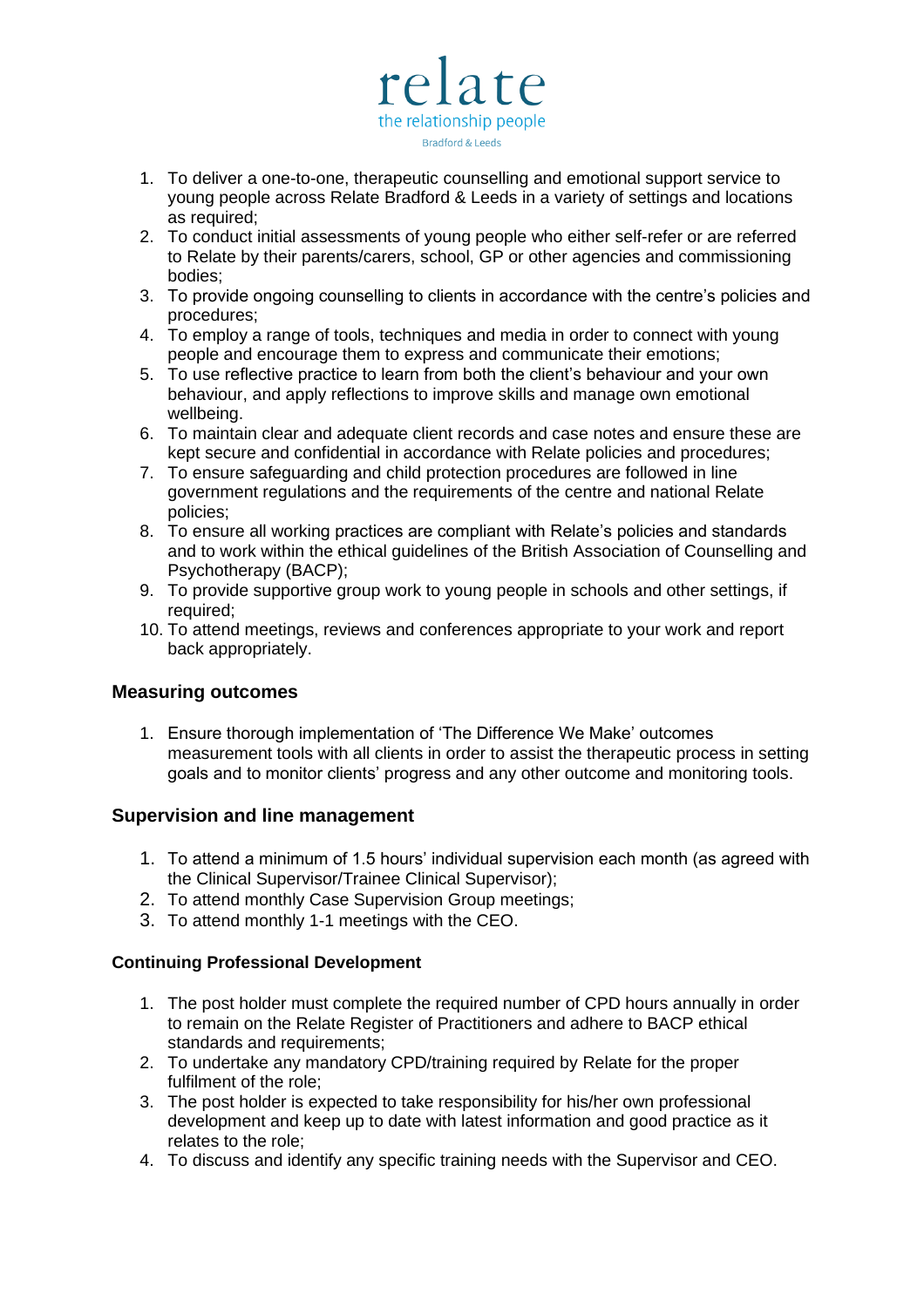1. To deliver a one-to-one, therapeutic counselling and emotional support service to young people across Relate Bradford & Leeds in a variety of settings and locations as required;
2. To conduct initial assessments of young people who either self-refer or are referred to Relate by their parents/carers, school, GP or other agencies and commissioning bodies;
3. To provide ongoing counselling to clients in accordance with the centre's policies and procedures;
4. To employ a range of tools, techniques and media in order to connect with young people and encourage them to express and communicate their emotions;
5. To use reflective practice to learn from both the client's behaviour and your own behaviour, and apply reflections to improve skills and manage own emotional wellbeing.
6. To maintain clear and adequate client records and case notes and ensure these are kept secure and confidential in accordance with Relate policies and procedures;
7. To ensure safeguarding and child protection procedures are followed in line government regulations and the requirements of the centre and national Relate policies;
8. To ensure all working practices are compliant with Relate's policies and standards and to work within the ethical guidelines of the British Association of Counselling and Psychotherapy (BACP);
9. To provide supportive group work to young people in schools and other settings, if required;
10. To attend meetings, reviews and conferences appropriate to your work and report back appropriately.

## Measuring outcomes

1. Ensure thorough implementation of 'The Difference We Make' outcomes measurement tools with all clients in order to assist the therapeutic process in setting goals and to monitor clients' progress and any other outcome and monitoring tools.

## Supervision and line management

1. To attend a minimum of 1.5 hours' individual supervision each month (as agreed with the Clinical Supervisor/Trainee Clinical Supervisor);
2. To attend monthly Case Supervision Group meetings;
3. To attend monthly 1-1 meetings with the CEO.

### Continuing Professional Development

1. The post holder must complete the required number of CPD hours annually in order to remain on the Relate Register of Practitioners and adhere to BACP ethical standards and requirements;
2. To undertake any mandatory CPD/training required by Relate for the proper fulfilment of the role;
3. The post holder is expected to take responsibility for his/her own professional development and keep up to date with latest information and good practice as it relates to the role;
4. To discuss and identify any specific training needs with the Supervisor and CEO.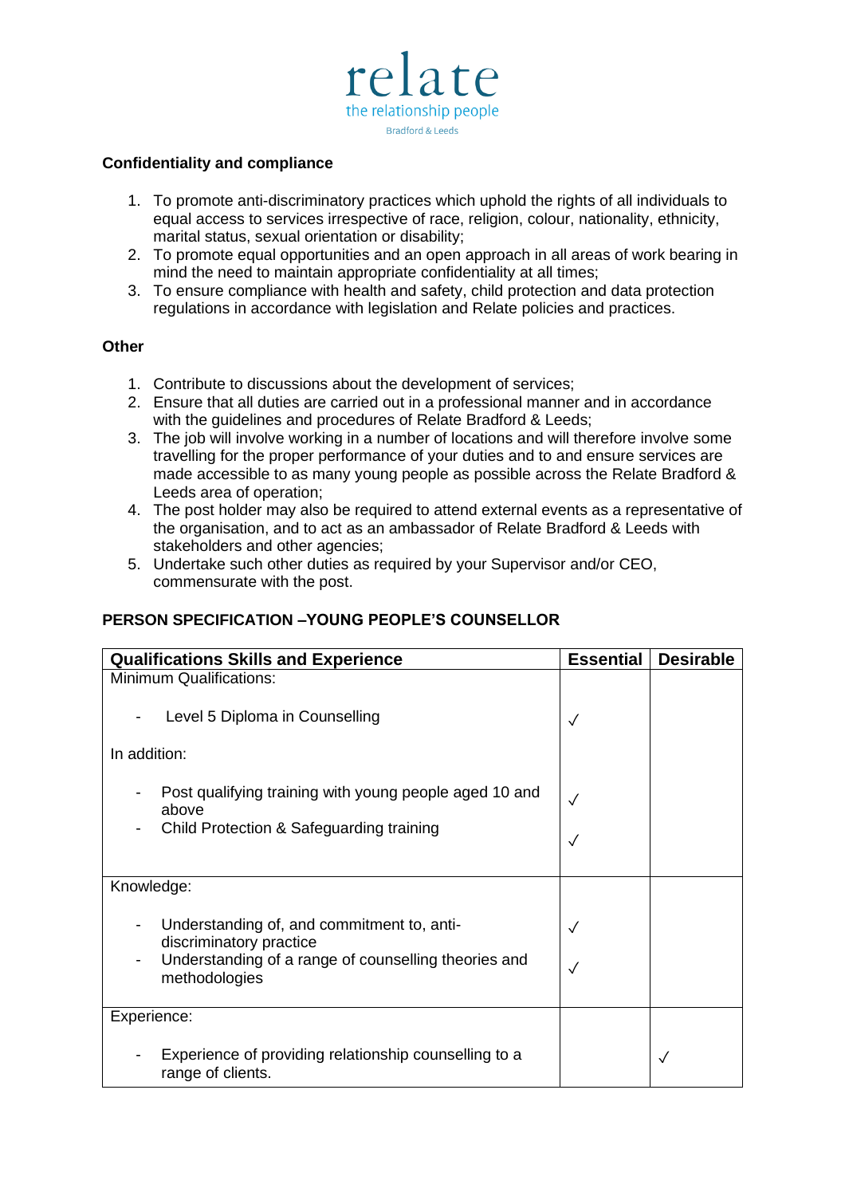**Confidentiality and compliance**

1. To promote anti-discriminatory practices which uphold the rights of all individuals to equal access to services irrespective of race, religion, colour, nationality, ethnicity, marital status, sexual orientation or disability;
2. To promote equal opportunities and an open approach in all areas of work bearing in mind the need to maintain appropriate confidentiality at all times;
3. To ensure compliance with health and safety, child protection and data protection regulations in accordance with legislation and Relate policies and practices.

**Other**

1. Contribute to discussions about the development of services;
2. Ensure that all duties are carried out in a professional manner and in accordance with the guidelines and procedures of Relate Bradford & Leeds;
3. The job will involve working in a number of locations and will therefore involve some travelling for the proper performance of your duties and to and ensure services are made accessible to as many young people as possible across the Relate Bradford & Leeds area of operation;
4. The post holder may also be required to attend external events as a representative of the organisation, and to act as an ambassador of Relate Bradford & Leeds with stakeholders and other agencies;
5. Undertake such other duties as required by your Supervisor and/or CEO, commensurate with the post.

**PERSON SPECIFICATION –YOUNG PEOPLE'S COUNSELLOR**

| Qualifications Skills and Experience | Essential | Desirable |
|---|---|---|
| Minimum Qualifications: | | |
| - Level 5 Diploma in Counselling | ✓ | |
| In addition: | | |
| - Post qualifying training with young people aged 10 and above | ✓ | |
| - Child Protection & Safeguarding training | ✓ | |
| Knowledge: | | |
| - Understanding of, and commitment to, anti-discriminatory practice | ✓ | |
| - Understanding of a range of counselling theories and methodologies | ✓ | |
| Experience: | | |
| - Experience of providing relationship counselling to a range of clients. | | ✓ |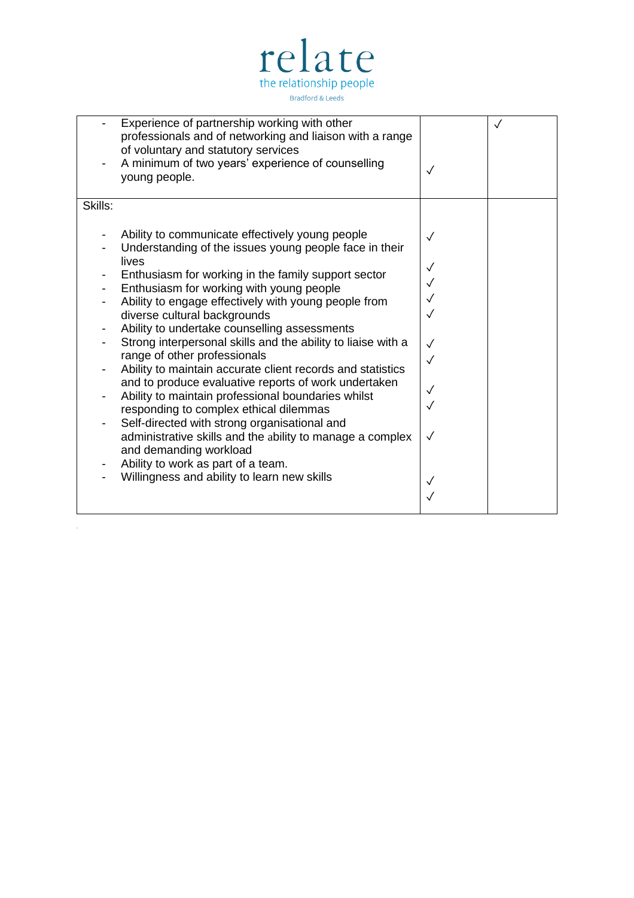| | | |
|---|---|---|
| - Experience of partnership working with other professionals and of networking and liaison with a range of voluntary and statutory services | | ✓ |
| - A minimum of two years' experience of counselling young people. | ✓ | |
| Skills: | | |
| - Ability to communicate effectively young people | ✓ | |
| - Understanding of the issues young people face in their lives | ✓ | |
| - Enthusiasm for working in the family support sector | ✓ | |
| - Enthusiasm for working with young people | ✓ | |
| - Ability to engage effectively with young people from diverse cultural backgrounds | ✓ | |
| - Ability to undertake counselling assessments | ✓ | |
| - Strong interpersonal skills and the ability to liaise with a range of other professionals | ✓ | |
| - Ability to maintain accurate client records and statistics and to produce evaluative reports of work undertaken | ✓ | |
| - Ability to maintain professional boundaries whilst responding to complex ethical dilemmas | ✓ | |
| - Self-directed with strong organisational and administrative skills and the ability to manage a complex and demanding workload | ✓ | |
| - Ability to work as part of a team. | ✓ | |
| - Willingness and ability to learn new skills | ✓ | |